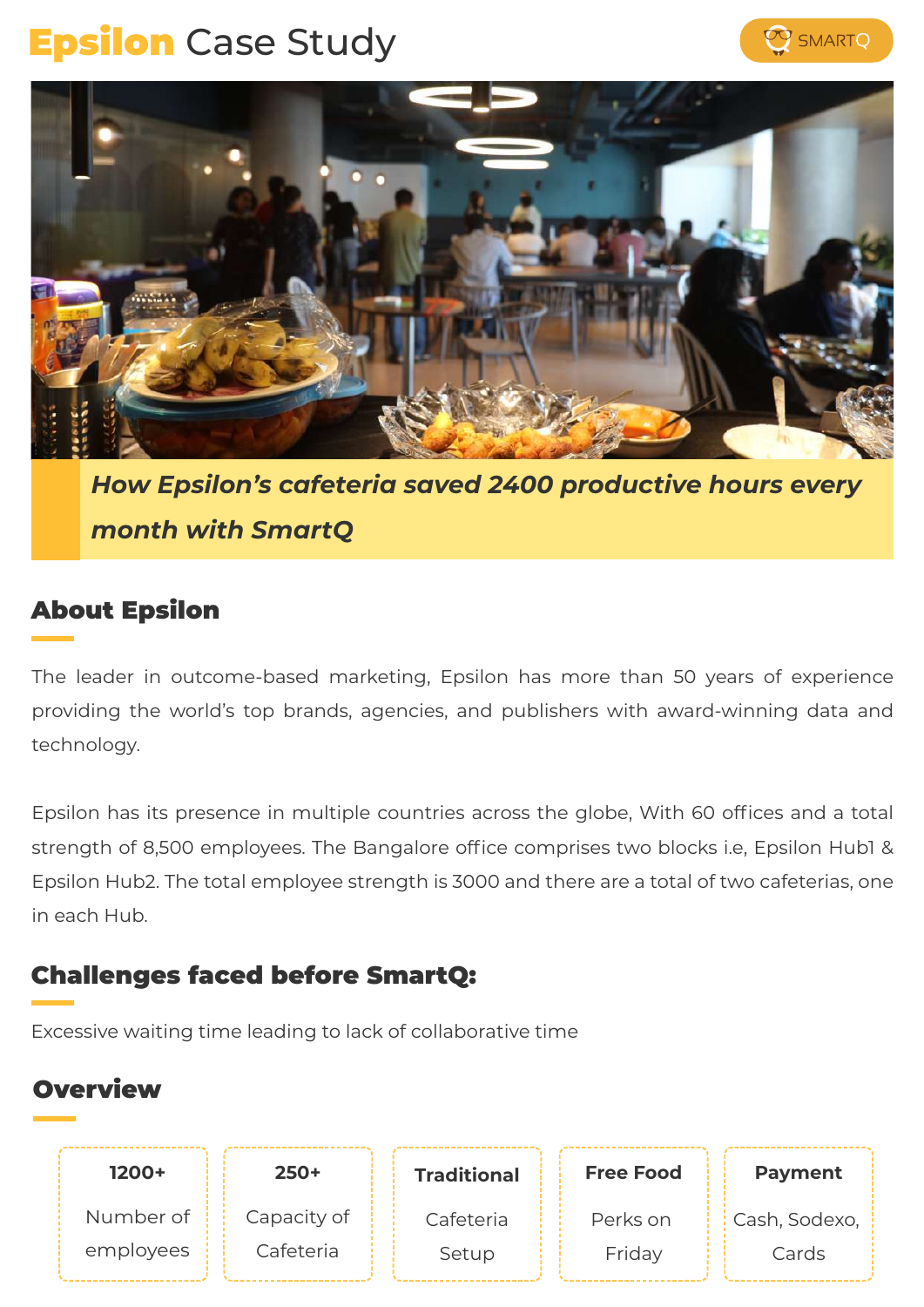# Epsilon Case Study

SMARTQ

***How Epsilon's cafeteria saved 2400 productive hours every month with SmartQ***

## About Epsilon

The leader in outcome-based marketing, Epsilon has more than 50 years of experience providing the world's top brands, agencies, and publishers with award-winning data and technology.

Epsilon has its presence in multiple countries across the globe, With 60 offices and a total strength of 8,500 employees. The Bangalore office comprises two blocks i.e, Epsilon Hub1 & Epsilon Hub2. The total employee strength is 3000 and there are a total of two cafeterias, one in each Hub.

## Challenges faced before SmartQ:

Excessive waiting time leading to lack of collaborative time

## Overview

| 1200+ | 250+ | Traditional | Free Food | Payment |
|---|---|---|---|---|
| Number of employees | Capacity of Cafeteria | Cafeteria Setup | Perks on Friday | Cash, Sodexo, Cards |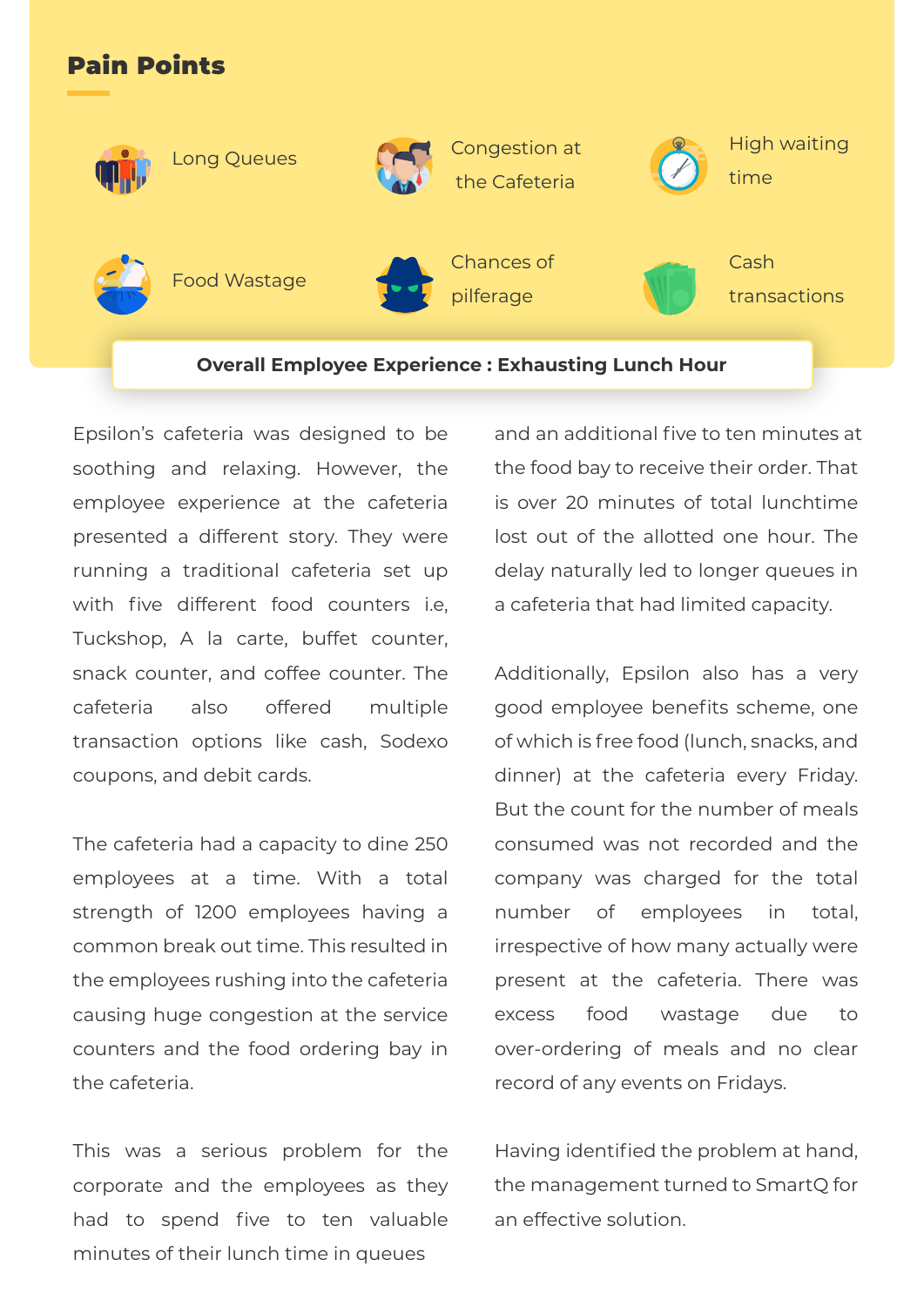## Pain Points

- Long Queues
- Congestion at the Cafeteria
- High waiting time
- Food Wastage
- Chances of pilferage
- Cash transactions

**Overall Employee Experience : Exhausting Lunch Hour**

Epsilon's cafeteria was designed to be soothing and relaxing. However, the employee experience at the cafeteria presented a different story. They were running a traditional cafeteria set up with five different food counters i.e, Tuckshop, A la carte, buffet counter, snack counter, and coffee counter. The cafeteria also offered multiple transaction options like cash, Sodexo coupons, and debit cards.

The cafeteria had a capacity to dine 250 employees at a time. With a total strength of 1200 employees having a common break out time. This resulted in the employees rushing into the cafeteria causing huge congestion at the service counters and the food ordering bay in the cafeteria.

This was a serious problem for the corporate and the employees as they had to spend five to ten valuable minutes of their lunch time in queues and an additional five to ten minutes at the food bay to receive their order. That is over 20 minutes of total lunchtime lost out of the allotted one hour. The delay naturally led to longer queues in a cafeteria that had limited capacity.

Additionally, Epsilon also has a very good employee benefits scheme, one of which is free food (lunch, snacks, and dinner) at the cafeteria every Friday. But the count for the number of meals consumed was not recorded and the company was charged for the total number of employees in total, irrespective of how many actually were present at the cafeteria. There was excess food wastage due to over-ordering of meals and no clear record of any events on Fridays.

Having identified the problem at hand, the management turned to SmartQ for an effective solution.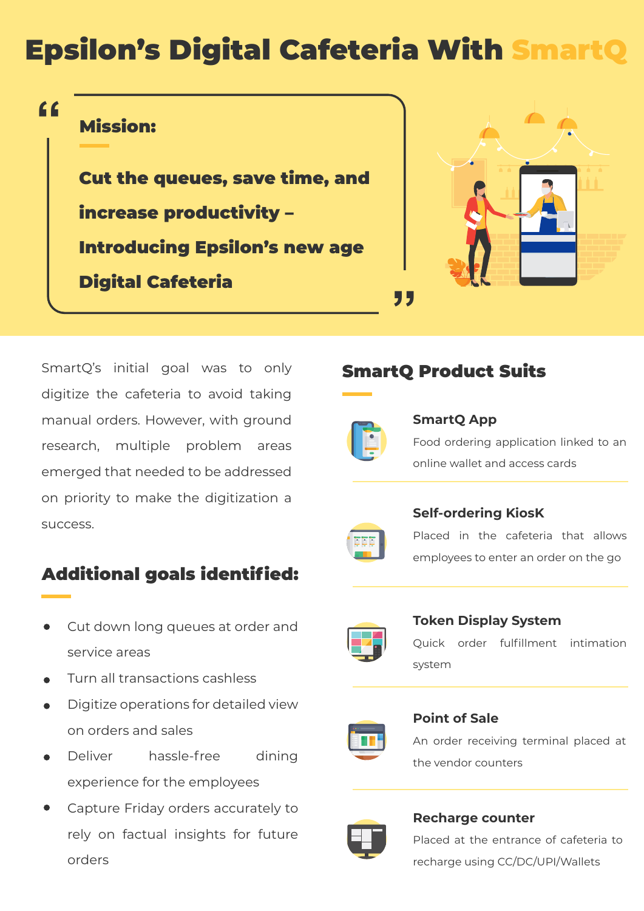# Epsilon's Digital Cafeteria With SmartQ

**Mission:**

**Cut the queues, save time, and increase productivity – Introducing Epsilon's new age Digital Cafeteria**

SmartQ's initial goal was to only digitize the cafeteria to avoid taking manual orders. However, with ground research, multiple problem areas emerged that needed to be addressed on priority to make the digitization a success.

## Additional goals identified:

- Cut down long queues at order and service areas
- Turn all transactions cashless
- Digitize operations for detailed view on orders and sales
- Deliver hassle-free dining experience for the employees
- Capture Friday orders accurately to rely on factual insights for future orders

## SmartQ Product Suits

### SmartQ App

Food ordering application linked to an online wallet and access cards

### Self-ordering KiosK

Placed in the cafeteria that allows employees to enter an order on the go

### Token Display System

Quick order fulfillment intimation system

### Point of Sale

An order receiving terminal placed at the vendor counters

### Recharge counter

Placed at the entrance of cafeteria to recharge using CC/DC/UPI/Wallets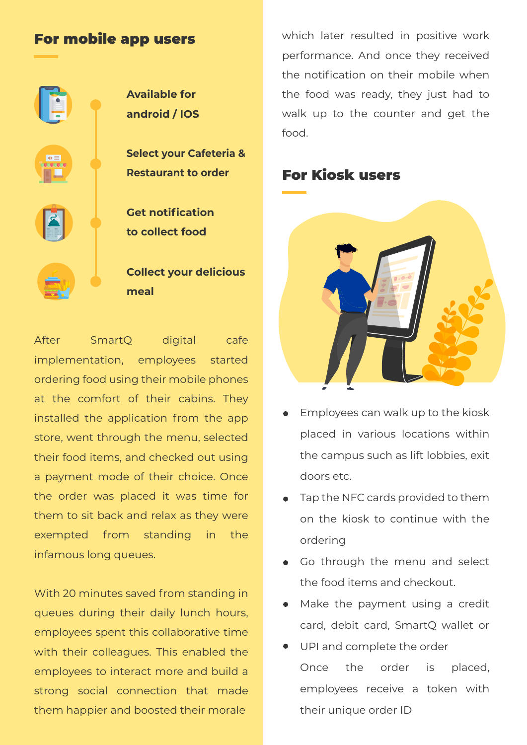## For mobile app users

**Available for android / IOS**

**Select your Cafeteria & Restaurant to order**

**Get notification to collect food**

**Collect your delicious meal**

After SmartQ digital cafe implementation, employees started ordering food using their mobile phones at the comfort of their cabins. They installed the application from the app store, went through the menu, selected their food items, and checked out using a payment mode of their choice. Once the order was placed it was time for them to sit back and relax as they were exempted from standing in the infamous long queues.

With 20 minutes saved from standing in queues during their daily lunch hours, employees spent this collaborative time with their colleagues. This enabled the employees to interact more and build a strong social connection that made them happier and boosted their morale which later resulted in positive work performance. And once they received the notification on their mobile when the food was ready, they just had to walk up to the counter and get the food.

## For Kiosk users

- Employees can walk up to the kiosk placed in various locations within the campus such as lift lobbies, exit doors etc.
- Tap the NFC cards provided to them on the kiosk to continue with the ordering
- Go through the menu and select the food items and checkout.
- Make the payment using a credit card, debit card, SmartQ wallet or
- UPI and complete the order
  Once the order is placed, employees receive a token with their unique order ID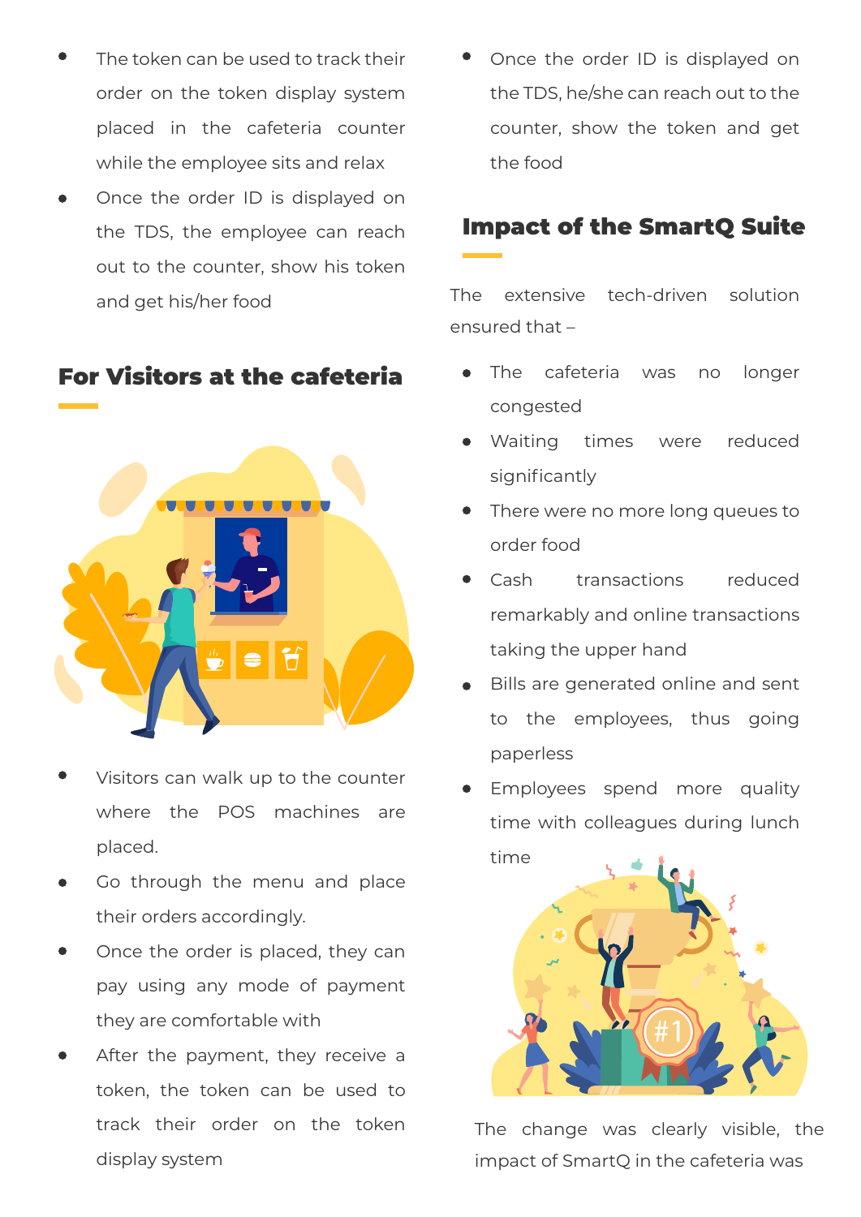- The token can be used to track their order on the token display system placed in the cafeteria counter while the employee sits and relax
- Once the order ID is displayed on the TDS, the employee can reach out to the counter, show his token and get his/her food

## For Visitors at the cafeteria

- Visitors can walk up to the counter where the POS machines are placed.
- Go through the menu and place their orders accordingly.
- Once the order is placed, they can pay using any mode of payment they are comfortable with
- After the payment, they receive a token, the token can be used to track their order on the token display system
- Once the order ID is displayed on the TDS, he/she can reach out to the counter, show the token and get the food

## Impact of the SmartQ Suite

The extensive tech-driven solution ensured that –

- The cafeteria was no longer congested
- Waiting times were reduced significantly
- There were no more long queues to order food
- Cash transactions reduced remarkably and online transactions taking the upper hand
- Bills are generated online and sent to the employees, thus going paperless
- Employees spend more quality time with colleagues during lunch time

The change was clearly visible, the impact of SmartQ in the cafeteria was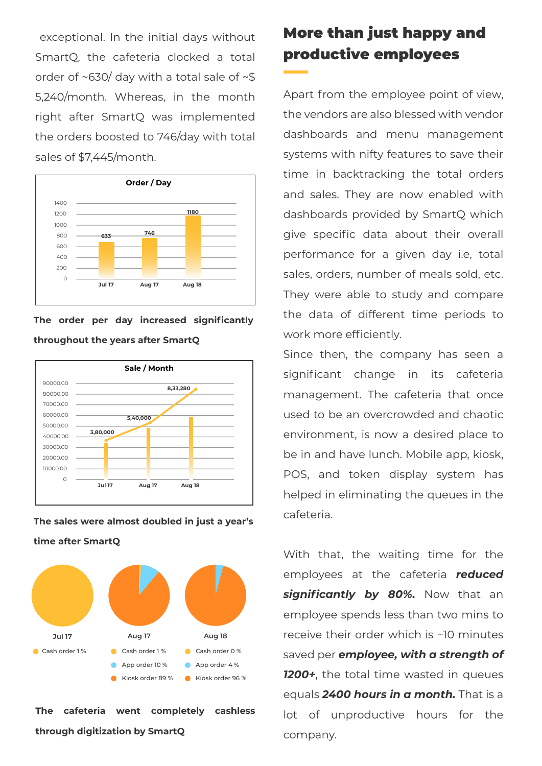exceptional. In the initial days without SmartQ, the cafeteria clocked a total order of ~630/ day with a total sale of ~$ 5,240/month. Whereas, in the month right after SmartQ was implemented the orders boosted to 746/day with total sales of $7,445/month.

Order / Day

1400
1200
1000
800
600
400
200
0

633
746
1180

Jul 17
Aug 17
Aug 18

**The order per day increased significantly throughout the years after SmartQ**

Sale / Month

90000.00
80000.00
70000.00
60000.00
50000.00
40000.00
30000.00
20000.00
10000.00
0

3,80,000
5,40,000
8,33,280

Jul 17
Aug 17
Aug 18

**The sales were almost doubled in just a year's time after SmartQ**

Jul 17
Cash order 1 %

Aug 17
Cash order 1 %
App order 10 %
Kiosk order 89 %

Aug 18
Cash order 0 %
App order 4 %
Kiosk order 96 %

**The cafeteria went completely cashless through digitization by SmartQ**

## More than just happy and productive employees

Apart from the employee point of view, the vendors are also blessed with vendor dashboards and menu management systems with nifty features to save their time in backtracking the total orders and sales. They are now enabled with dashboards provided by SmartQ which give specific data about their overall performance for a given day i.e, total sales, orders, number of meals sold, etc. They were able to study and compare the data of different time periods to work more efficiently.

Since then, the company has seen a significant change in its cafeteria management. The cafeteria that once used to be an overcrowded and chaotic environment, is now a desired place to be in and have lunch. Mobile app, kiosk, POS, and token display system has helped in eliminating the queues in the cafeteria.

With that, the waiting time for the employees at the cafeteria ***reduced significantly by 80%.*** Now that an employee spends less than two mins to receive their order which is ~10 minutes saved per ***employee, with a strength of 1200+***, the total time wasted in queues equals ***2400 hours in a month.*** That is a lot of unproductive hours for the company.